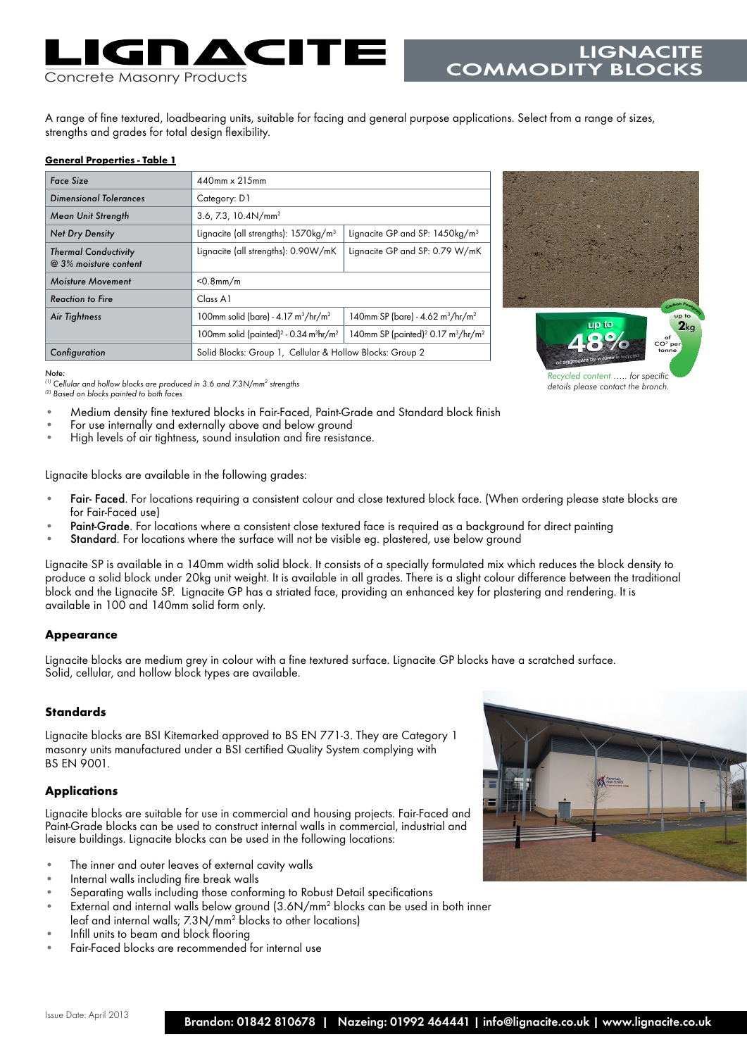# LIGNACITE

Concrete Masonry Products

## LIGNACITE COMMODITY BLOCKS

A range of fine textured, loadbearing units, suitable for facing and general purpose applications. Select from a range of sizes, strengths and grades for total design flexibility.

**General Properties - Table 1**

| | | |
|---|---|---|
| *Face Size* | 440mm x 215mm | |
| *Dimensional Tolerances* | Category: D1 | |
| *Mean Unit Strength* | 3.6, 7.3, 10.4N/mm$^2$ | |
| *Net Dry Density* | Lignacite (all strengths): 1570kg/m$^3$ | Lignacite GP and SP: 1450kg/m$^3$ |
| *Thermal Conductivity @ 3% moisture content* | Lignacite (all strengths): 0.90W/mK | Lignacite GP and SP: 0.79 W/mK |
| *Moisture Movement* | <0.8mm/m | |
| *Reaction to Fire* | Class A1 | |
| *Air Tightness* | 100mm solid (bare) - 4.17 m$^3$/hr/m$^2$ | 140mm SP (bare) - 4.62 m$^3$/hr/m$^2$ |
| | 100mm solid (painted)[2] - 0.34 m$^3$hr/m$^2$ | 140mm SP (painted)[2] 0.17 m$^3$/hr/m$^2$ |
| *Configuration* | Solid Blocks: Group 1, Cellular & Hollow Blocks: Group 2 | |

*Note:*
*[1] Cellular and hollow blocks are produced in 3.6 and 7.3N/mm$^2$ strengths*
*[2] Based on blocks painted to both faces*

up to 48% of aggregate by volume is recycled

Carbon Footprint up to 2kg of $CO_2$ per tonne

*Recycled content ….. for specific details please contact the branch.*

- Medium density fine textured blocks in Fair-Faced, Paint-Grade and Standard block finish
- For use internally and externally above and below ground
- High levels of air tightness, sound insulation and fire resistance.

Lignacite blocks are available in the following grades:

- **Fair- Faced**. For locations requiring a consistent colour and close textured block face. (When ordering please state blocks are for Fair-Faced use)
- **Paint-Grade**. For locations where a consistent close textured face is required as a background for direct painting
- **Standard**. For locations where the surface will not be visible eg. plastered, use below ground

Lignacite SP is available in a 140mm width solid block. It consists of a specially formulated mix which reduces the block density to produce a solid block under 20kg unit weight. It is available in all grades. There is a slight colour difference between the traditional block and the Lignacite SP. Lignacite GP has a striated face, providing an enhanced key for plastering and rendering. It is available in 100 and 140mm solid form only.

### Appearance

Lignacite blocks are medium grey in colour with a fine textured surface. Lignacite GP blocks have a scratched surface. Solid, cellular, and hollow block types are available.

### Standards

Lignacite blocks are BSI Kitemarked approved to BS EN 771-3. They are Category 1 masonry units manufactured under a BSI certified Quality System complying with BS EN 9001.

### Applications

Lignacite blocks are suitable for use in commercial and housing projects. Fair-Faced and Paint-Grade blocks can be used to construct internal walls in commercial, industrial and leisure buildings. Lignacite blocks can be used in the following locations:

- The inner and outer leaves of external cavity walls
- Internal walls including fire break walls
- Separating walls including those conforming to Robust Detail specifications
- External and internal walls below ground (3.6N/mm$^2$ blocks can be used in both inner leaf and internal walls; 7.3N/mm$^2$ blocks to other locations)
- Infill units to beam and block flooring
- Fair-Faced blocks are recommended for internal use

Issue Date: April 2013

**Brandon: 01842 810678 | Nazeing: 01992 464441 | info@lignacite.co.uk | www.lignacite.co.uk**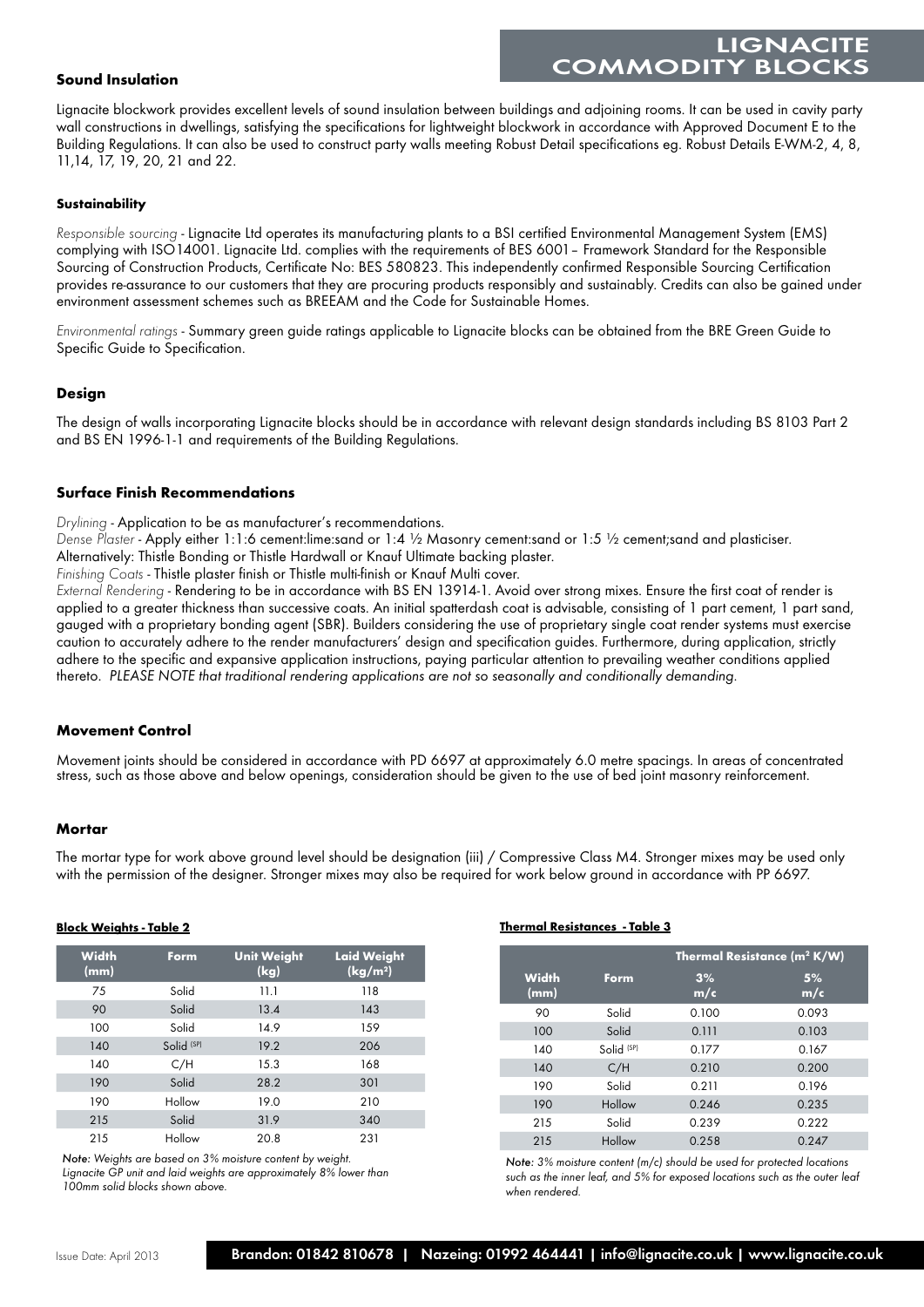## Sound Insulation

Lignacite blockwork provides excellent levels of sound insulation between buildings and adjoining rooms. It can be used in cavity party wall constructions in dwellings, satisfying the specifications for lightweight blockwork in accordance with Approved Document E to the Building Regulations. It can also be used to construct party walls meeting Robust Detail specifications eg. Robust Details E-WM-2, 4, 8, 11,14, 17, 19, 20, 21 and 22.

## Sustainability

*Responsible sourcing* - Lignacite Ltd operates its manufacturing plants to a BSI certified Environmental Management System (EMS) complying with ISO14001. Lignacite Ltd. complies with the requirements of BES 6001– Framework Standard for the Responsible Sourcing of Construction Products, Certificate No: BES 580823. This independently confirmed Responsible Sourcing Certification provides re-assurance to our customers that they are procuring products responsibly and sustainably. Credits can also be gained under environment assessment schemes such as BREEAM and the Code for Sustainable Homes.

*Environmental ratings* - Summary green guide ratings applicable to Lignacite blocks can be obtained from the BRE Green Guide to Specific Guide to Specification.

## Design

The design of walls incorporating Lignacite blocks should be in accordance with relevant design standards including BS 8103 Part 2 and BS EN 1996-1-1 and requirements of the Building Regulations.

## Surface Finish Recommendations

*Drylining* - Application to be as manufacturer's recommendations.
*Dense Plaster* - Apply either 1:1:6 cement:lime:sand or 1:4 ½ Masonry cement:sand or 1:5 ½ cement;sand and plasticiser.
Alternatively: Thistle Bonding or Thistle Hardwall or Knauf Ultimate backing plaster.
*Finishing Coats* - Thistle plaster finish or Thistle multi-finish or Knauf Multi cover.
*External Rendering* - Rendering to be in accordance with BS EN 13914-1. Avoid over strong mixes. Ensure the first coat of render is applied to a greater thickness than successive coats. An initial spatterdash coat is advisable, consisting of 1 part cement, 1 part sand, gauged with a proprietary bonding agent (SBR). Builders considering the use of proprietary single coat render systems must exercise caution to accurately adhere to the render manufacturers' design and specification guides. Furthermore, during application, strictly adhere to the specific and expansive application instructions, paying particular attention to prevailing weather conditions applied thereto. *PLEASE NOTE that traditional rendering applications are not so seasonally and conditionally demanding.*

## Movement Control

Movement joints should be considered in accordance with PD 6697 at approximately 6.0 metre spacings. In areas of concentrated stress, such as those above and below openings, consideration should be given to the use of bed joint masonry reinforcement.

## Mortar

The mortar type for work above ground level should be designation (iii) / Compressive Class M4. Stronger mixes may be used only with the permission of the designer. Stronger mixes may also be required for work below ground in accordance with PP 6697.

**Block Weights - Table 2**

| Width (mm) | Form | Unit Weight (kg) | Laid Weight (kg/m²) |
|---|---|---|---|
| 75 | Solid | 11.1 | 118 |
| 90 | Solid | 13.4 | 143 |
| 100 | Solid | 14.9 | 159 |
| 140 | Solid (SP) | 19.2 | 206 |
| 140 | C/H | 15.3 | 168 |
| 190 | Solid | 28.2 | 301 |
| 190 | Hollow | 19.0 | 210 |
| 215 | Solid | 31.9 | 340 |
| 215 | Hollow | 20.8 | 231 |

*Note: Weights are based on 3% moisture content by weight. Lignacite GP unit and laid weights are approximately 8% lower than 100mm solid blocks shown above.*

**Thermal Resistances - Table 3**

| Width (mm) | Form | Thermal Resistance (m² K/W) 3% m/c | 5% m/c |
|---|---|---|---|
| 90 | Solid | 0.100 | 0.093 |
| 100 | Solid | 0.111 | 0.103 |
| 140 | Solid (SP) | 0.177 | 0.167 |
| 140 | C/H | 0.210 | 0.200 |
| 190 | Solid | 0.211 | 0.196 |
| 190 | Hollow | 0.246 | 0.235 |
| 215 | Solid | 0.239 | 0.222 |
| 215 | Hollow | 0.258 | 0.247 |

*Note: 3% moisture content (m/c) should be used for protected locations such as the inner leaf, and 5% for exposed locations such as the outer leaf when rendered.*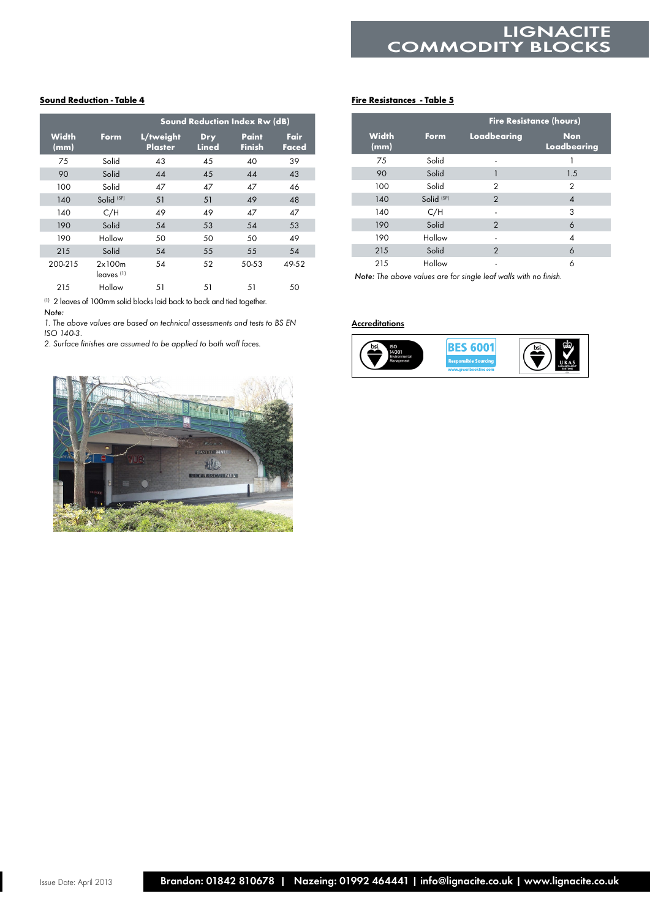**Sound Reduction - Table 4**

| Width (mm) | Form | Sound Reduction Index Rw (dB) L/tweight Plaster | Dry Lined | Paint Finish | Fair Faced |
|---|---|---|---|---|---|
| 75 | Solid | 43 | 45 | 40 | 39 |
| 90 | Solid | 44 | 45 | 44 | 43 |
| 100 | Solid | 47 | 47 | 47 | 46 |
| 140 | Solid (SP) | 51 | 51 | 49 | 48 |
| 140 | C/H | 49 | 49 | 47 | 47 |
| 190 | Solid | 54 | 53 | 54 | 53 |
| 190 | Hollow | 50 | 50 | 50 | 49 |
| 215 | Solid | 54 | 55 | 55 | 54 |
| 200-215 | 2x100m leaves (1) | 54 | 52 | 50-53 | 49-52 |
| 215 | Hollow | 51 | 51 | 51 | 50 |

(1) 2 leaves of 100mm solid blocks laid back to back and tied together.

*Note:*

*1. The above values are based on technical assessments and tests to BS EN ISO 140-3.*

*2. Surface finishes are assumed to be applied to both wall faces.*

**Fire Resistances - Table 5**

| Width (mm) | Form | Fire Resistance (hours) Loadbearing | Non Loadbearing |
|---|---|---|---|
| 75 | Solid | - | 1 |
| 90 | Solid | 1 | 1.5 |
| 100 | Solid | 2 | 2 |
| 140 | Solid (SP) | 2 | 4 |
| 140 | C/H | - | 3 |
| 190 | Solid | 2 | 6 |
| 190 | Hollow | - | 4 |
| 215 | Solid | 2 | 6 |
| 215 | Hollow | - | 6 |

*Note: The above values are for single leaf walls with no finish.*

**Accreditations**

Issue Date: April 2013

Brandon: 01842 810678 | Nazeing: 01992 464441 | info@lignacite.co.uk | www.lignacite.co.uk